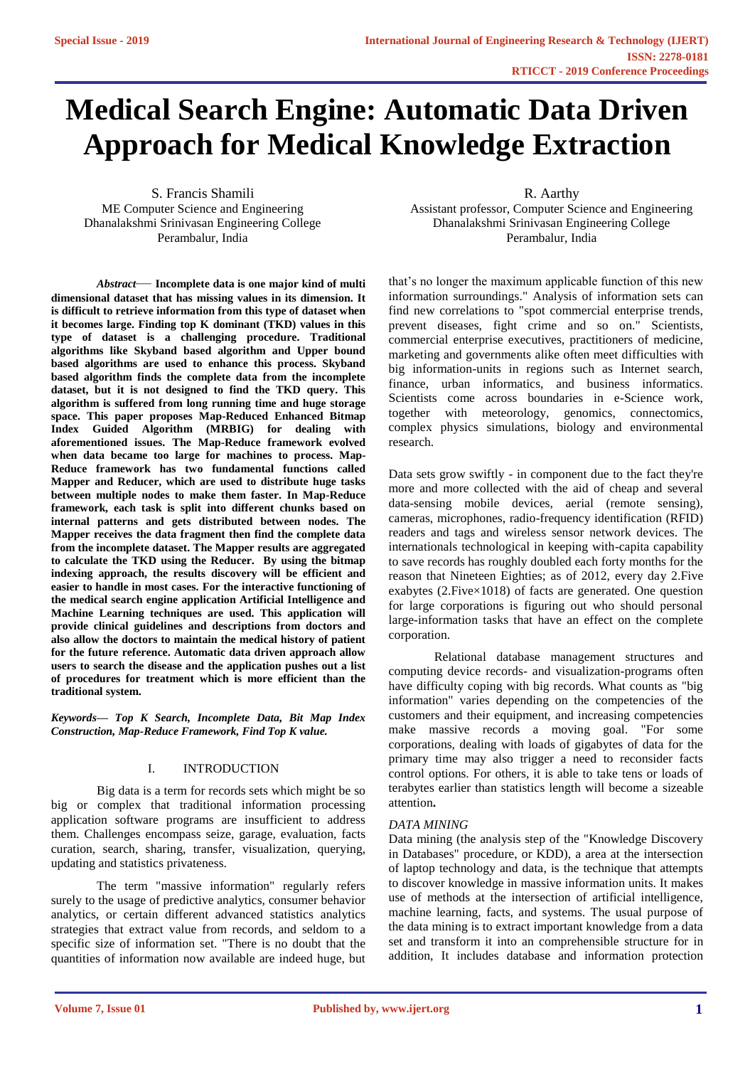# Medical Search Engine: Automatic Data Driven Approach for Medical Knowledge Extraction

S. Francis Shamili
ME Computer Science and Engineering
Dhanalakshmi Srinivasan Engineering College
Perambalur, India

R. Aarthy
Assistant professor, Computer Science and Engineering
Dhanalakshmi Srinivasan Engineering College
Perambalur, India

***Abstract*— Incomplete data is one major kind of multi dimensional dataset that has missing values in its dimension. It is difficult to retrieve information from this type of dataset when it becomes large. Finding top K dominant (TKD) values in this type of dataset is a challenging procedure. Traditional algorithms like Skyband based algorithm and Upper bound based algorithms are used to enhance this process. Skyband based algorithm finds the complete data from the incomplete dataset, but it is not designed to find the TKD query. This algorithm is suffered from long running time and huge storage space. This paper proposes Map-Reduced Enhanced Bitmap Index Guided Algorithm (MRBIG) for dealing with aforementioned issues. The Map-Reduce framework evolved when data became too large for machines to process. Map-Reduce framework has two fundamental functions called Mapper and Reducer, which are used to distribute huge tasks between multiple nodes to make them faster. In Map-Reduce framework, each task is split into different chunks based on internal patterns and gets distributed between nodes. The Mapper receives the data fragment then find the complete data from the incomplete dataset. The Mapper results are aggregated to calculate the TKD using the Reducer. By using the bitmap indexing approach, the results discovery will be efficient and easier to handle in most cases. For the interactive functioning of the medical search engine application Artificial Intelligence and Machine Learning techniques are used. This application will provide clinical guidelines and descriptions from doctors and also allow the doctors to maintain the medical history of patient for the future reference. Automatic data driven approach allow users to search the disease and the application pushes out a list of procedures for treatment which is more efficient than the traditional system.**

***Keywords*— *Top K Search, Incomplete Data, Bit Map Index Construction, Map-Reduce Framework, Find Top K value.***

## I. INTRODUCTION

Big data is a term for records sets which might be so big or complex that traditional information processing application software programs are insufficient to address them. Challenges encompass seize, garage, evaluation, facts curation, search, sharing, transfer, visualization, querying, updating and statistics privateness.

The term "massive information" regularly refers surely to the usage of predictive analytics, consumer behavior analytics, or certain different advanced statistics analytics strategies that extract value from records, and seldom to a specific size of information set. "There is no doubt that the quantities of information now available are indeed huge, but that's no longer the maximum applicable function of this new information surroundings." Analysis of information sets can find new correlations to "spot commercial enterprise trends, prevent diseases, fight crime and so on." Scientists, commercial enterprise executives, practitioners of medicine, marketing and governments alike often meet difficulties with big information-units in regions such as Internet search, finance, urban informatics, and business informatics. Scientists come across boundaries in e-Science work, together with meteorology, genomics, connectomics, complex physics simulations, biology and environmental research.

Data sets grow swiftly - in component due to the fact they're more and more collected with the aid of cheap and several data-sensing mobile devices, aerial (remote sensing), cameras, microphones, radio-frequency identification (RFID) readers and tags and wireless sensor network devices. The internationals technological in keeping with-capita capability to save records has roughly doubled each forty months for the reason that Nineteen Eighties; as of 2012, every day 2.Five exabytes (2.Five×1018) of facts are generated. One question for large corporations is figuring out who should personal large-information tasks that have an effect on the complete corporation.

Relational database management structures and computing device records- and visualization-programs often have difficulty coping with big records. What counts as "big information" varies depending on the competencies of the customers and their equipment, and increasing competencies make massive records a moving goal. "For some corporations, dealing with loads of gigabytes of data for the primary time may also trigger a need to reconsider facts control options. For others, it is able to take tens or loads of terabytes earlier than statistics length will become a sizeable attention**.**

*DATA MINING*

Data mining (the analysis step of the "Knowledge Discovery in Databases" procedure, or KDD), a area at the intersection of laptop technology and data, is the technique that attempts to discover knowledge in massive information units. It makes use of methods at the intersection of artificial intelligence, machine learning, facts, and systems. The usual purpose of the data mining is to extract important knowledge from a data set and transform it into an comprehensible structure for in addition, It includes database and information protection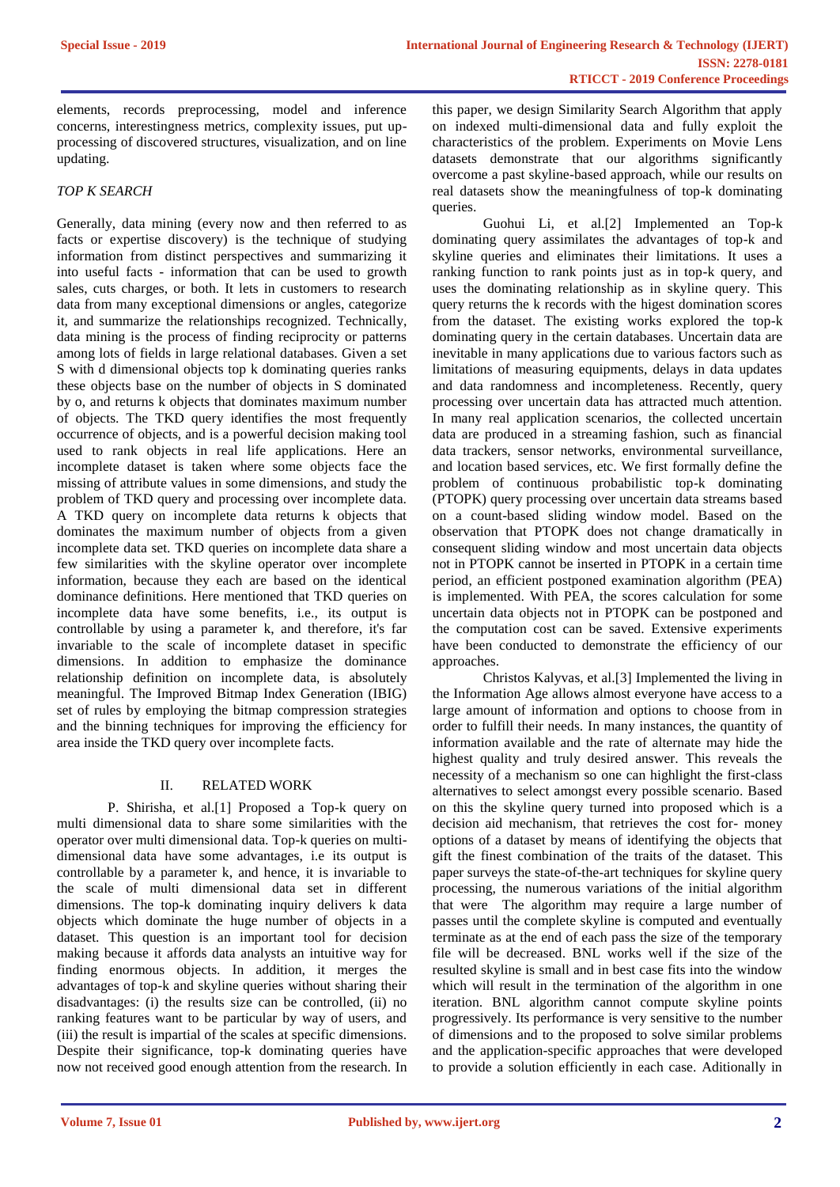elements, records preprocessing, model and inference concerns, interestingness metrics, complexity issues, put up-processing of discovered structures, visualization, and on line updating.

*TOP K SEARCH*

Generally, data mining (every now and then referred to as facts or expertise discovery) is the technique of studying information from distinct perspectives and summarizing it into useful facts - information that can be used to growth sales, cuts charges, or both. It lets in customers to research data from many exceptional dimensions or angles, categorize it, and summarize the relationships recognized. Technically, data mining is the process of finding reciprocity or patterns among lots of fields in large relational databases. Given a set S with d dimensional objects top k dominating queries ranks these objects base on the number of objects in S dominated by o, and returns k objects that dominates maximum number of objects. The TKD query identifies the most frequently occurrence of objects, and is a powerful decision making tool used to rank objects in real life applications. Here an incomplete dataset is taken where some objects face the missing of attribute values in some dimensions, and study the problem of TKD query and processing over incomplete data. A TKD query on incomplete data returns k objects that dominates the maximum number of objects from a given incomplete data set. TKD queries on incomplete data share a few similarities with the skyline operator over incomplete information, because they each are based on the identical dominance definitions. Here mentioned that TKD queries on incomplete data have some benefits, i.e., its output is controllable by using a parameter k, and therefore, it's far invariable to the scale of incomplete dataset in specific dimensions. In addition to emphasize the dominance relationship definition on incomplete data, is absolutely meaningful. The Improved Bitmap Index Generation (IBIG) set of rules by employing the bitmap compression strategies and the binning techniques for improving the efficiency for area inside the TKD query over incomplete facts.

## II. RELATED WORK

P. Shirisha, et al.[1] Proposed a Top-k query on multi dimensional data to share some similarities with the operator over multi dimensional data. Top-k queries on multi-dimensional data have some advantages, i.e its output is controllable by a parameter k, and hence, it is invariable to the scale of multi dimensional data set in different dimensions. The top-k dominating inquiry delivers k data objects which dominate the huge number of objects in a dataset. This question is an important tool for decision making because it affords data analysts an intuitive way for finding enormous objects. In addition, it merges the advantages of top-k and skyline queries without sharing their disadvantages: (i) the results size can be controlled, (ii) no ranking features want to be particular by way of users, and (iii) the result is impartial of the scales at specific dimensions. Despite their significance, top-k dominating queries have now not received good enough attention from the research. In this paper, we design Similarity Search Algorithm that apply on indexed multi-dimensional data and fully exploit the characteristics of the problem. Experiments on Movie Lens datasets demonstrate that our algorithms significantly overcome a past skyline-based approach, while our results on real datasets show the meaningfulness of top-k dominating queries.

Guohui Li, et al.[2] Implemented an Top-k dominating query assimilates the advantages of top-k and skyline queries and eliminates their limitations. It uses a ranking function to rank points just as in top-k query, and uses the dominating relationship as in skyline query. This query returns the k records with the higest domination scores from the dataset. The existing works explored the top-k dominating query in the certain databases. Uncertain data are inevitable in many applications due to various factors such as limitations of measuring equipments, delays in data updates and data randomness and incompleteness. Recently, query processing over uncertain data has attracted much attention. In many real application scenarios, the collected uncertain data are produced in a streaming fashion, such as financial data trackers, sensor networks, environmental surveillance, and location based services, etc. We first formally define the problem of continuous probabilistic top-k dominating (PTOPK) query processing over uncertain data streams based on a count-based sliding window model. Based on the observation that PTOPK does not change dramatically in consequent sliding window and most uncertain data objects not in PTOPK cannot be inserted in PTOPK in a certain time period, an efficient postponed examination algorithm (PEA) is implemented. With PEA, the scores calculation for some uncertain data objects not in PTOPK can be postponed and the computation cost can be saved. Extensive experiments have been conducted to demonstrate the efficiency of our approaches.

Christos Kalyvas, et al.[3] Implemented the living in the Information Age allows almost everyone have access to a large amount of information and options to choose from in order to fulfill their needs. In many instances, the quantity of information available and the rate of alternate may hide the highest quality and truly desired answer. This reveals the necessity of a mechanism so one can highlight the first-class alternatives to select amongst every possible scenario. Based on this the skyline query turned into proposed which is a decision aid mechanism, that retrieves the cost for- money options of a dataset by means of identifying the objects that gift the finest combination of the traits of the dataset. This paper surveys the state-of-the-art techniques for skyline query processing, the numerous variations of the initial algorithm that were The algorithm may require a large number of passes until the complete skyline is computed and eventually terminate as at the end of each pass the size of the temporary file will be decreased. BNL works well if the size of the resulted skyline is small and in best case fits into the window which will result in the termination of the algorithm in one iteration. BNL algorithm cannot compute skyline points progressively. Its performance is very sensitive to the number of dimensions and to the proposed to solve similar problems and the application-specific approaches that were developed to provide a solution efficiently in each case. Aditionally in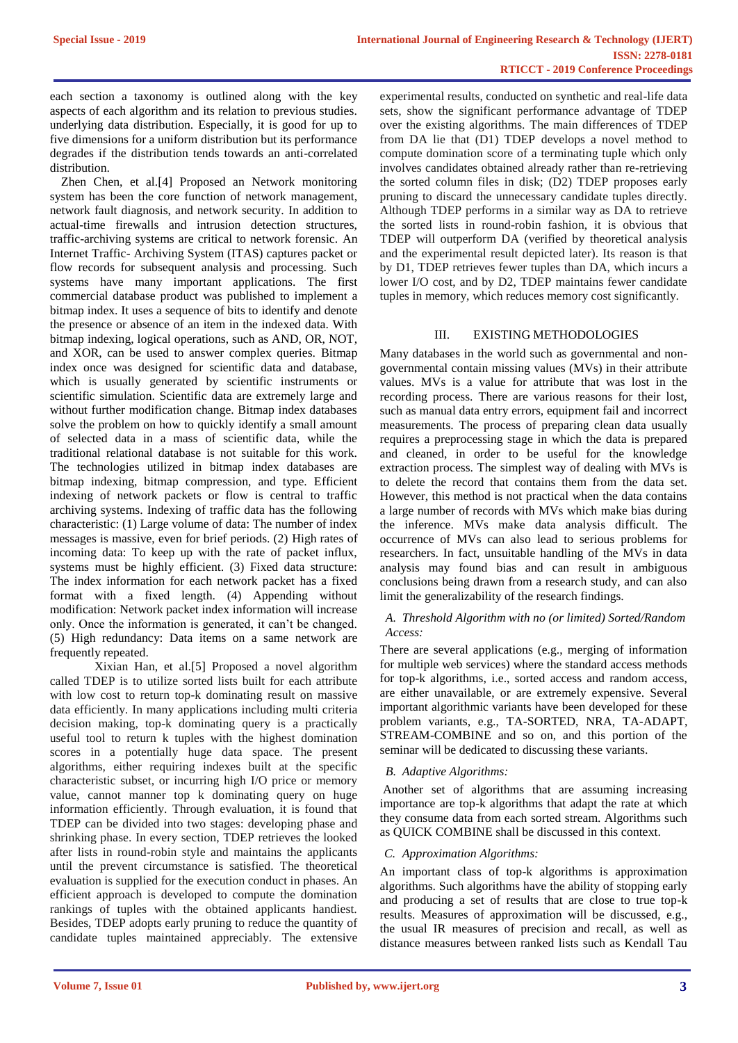each section a taxonomy is outlined along with the key aspects of each algorithm and its relation to previous studies. underlying data distribution. Especially, it is good for up to five dimensions for a uniform distribution but its performance degrades if the distribution tends towards an anti-correlated distribution.

Zhen Chen, et al.[4] Proposed an Network monitoring system has been the core function of network management, network fault diagnosis, and network security. In addition to actual-time firewalls and intrusion detection structures, traffic-archiving systems are critical to network forensic. An Internet Traffic- Archiving System (ITAS) captures packet or flow records for subsequent analysis and processing. Such systems have many important applications. The first commercial database product was published to implement a bitmap index. It uses a sequence of bits to identify and denote the presence or absence of an item in the indexed data. With bitmap indexing, logical operations, such as AND, OR, NOT, and XOR, can be used to answer complex queries. Bitmap index once was designed for scientific data and database, which is usually generated by scientific instruments or scientific simulation. Scientific data are extremely large and without further modification change. Bitmap index databases solve the problem on how to quickly identify a small amount of selected data in a mass of scientific data, while the traditional relational database is not suitable for this work. The technologies utilized in bitmap index databases are bitmap indexing, bitmap compression, and type. Efficient indexing of network packets or flow is central to traffic archiving systems. Indexing of traffic data has the following characteristic: (1) Large volume of data: The number of index messages is massive, even for brief periods. (2) High rates of incoming data: To keep up with the rate of packet influx, systems must be highly efficient. (3) Fixed data structure: The index information for each network packet has a fixed format with a fixed length. (4) Appending without modification: Network packet index information will increase only. Once the information is generated, it can't be changed. (5) High redundancy: Data items on a same network are frequently repeated.

Xixian Han, et al.[5] Proposed a novel algorithm called TDEP is to utilize sorted lists built for each attribute with low cost to return top-k dominating result on massive data efficiently. In many applications including multi criteria decision making, top-k dominating query is a practically useful tool to return k tuples with the highest domination scores in a potentially huge data space. The present algorithms, either requiring indexes built at the specific characteristic subset, or incurring high I/O price or memory value, cannot manner top k dominating query on huge information efficiently. Through evaluation, it is found that TDEP can be divided into two stages: developing phase and shrinking phase. In every section, TDEP retrieves the looked after lists in round-robin style and maintains the applicants until the prevent circumstance is satisfied. The theoretical evaluation is supplied for the execution conduct in phases. An efficient approach is developed to compute the domination rankings of tuples with the obtained applicants handiest. Besides, TDEP adopts early pruning to reduce the quantity of candidate tuples maintained appreciably. The extensive experimental results, conducted on synthetic and real-life data sets, show the significant performance advantage of TDEP over the existing algorithms. The main differences of TDEP from DA lie that (D1) TDEP develops a novel method to compute domination score of a terminating tuple which only involves candidates obtained already rather than re-retrieving the sorted column files in disk; (D2) TDEP proposes early pruning to discard the unnecessary candidate tuples directly. Although TDEP performs in a similar way as DA to retrieve the sorted lists in round-robin fashion, it is obvious that TDEP will outperform DA (verified by theoretical analysis and the experimental result depicted later). Its reason is that by D1, TDEP retrieves fewer tuples than DA, which incurs a lower I/O cost, and by D2, TDEP maintains fewer candidate tuples in memory, which reduces memory cost significantly.

## III. EXISTING METHODOLOGIES

Many databases in the world such as governmental and non-governmental contain missing values (MVs) in their attribute values. MVs is a value for attribute that was lost in the recording process. There are various reasons for their lost, such as manual data entry errors, equipment fail and incorrect measurements. The process of preparing clean data usually requires a preprocessing stage in which the data is prepared and cleaned, in order to be useful for the knowledge extraction process. The simplest way of dealing with MVs is to delete the record that contains them from the data set. However, this method is not practical when the data contains a large number of records with MVs which make bias during the inference. MVs make data analysis difficult. The occurrence of MVs can also lead to serious problems for researchers. In fact, unsuitable handling of the MVs in data analysis may found bias and can result in ambiguous conclusions being drawn from a research study, and can also limit the generalizability of the research findings.

### *A. Threshold Algorithm with no (or limited) Sorted/Random Access:*

There are several applications (e.g., merging of information for multiple web services) where the standard access methods for top-k algorithms, i.e., sorted access and random access, are either unavailable, or are extremely expensive. Several important algorithmic variants have been developed for these problem variants, e.g., TA-SORTED, NRA, TA-ADAPT, STREAM-COMBINE and so on, and this portion of the seminar will be dedicated to discussing these variants.

### *B. Adaptive Algorithms:*

Another set of algorithms that are assuming increasing importance are top-k algorithms that adapt the rate at which they consume data from each sorted stream. Algorithms such as QUICK COMBINE shall be discussed in this context.

### *C. Approximation Algorithms:*

An important class of top-k algorithms is approximation algorithms. Such algorithms have the ability of stopping early and producing a set of results that are close to true top-k results. Measures of approximation will be discussed, e.g., the usual IR measures of precision and recall, as well as distance measures between ranked lists such as Kendall Tau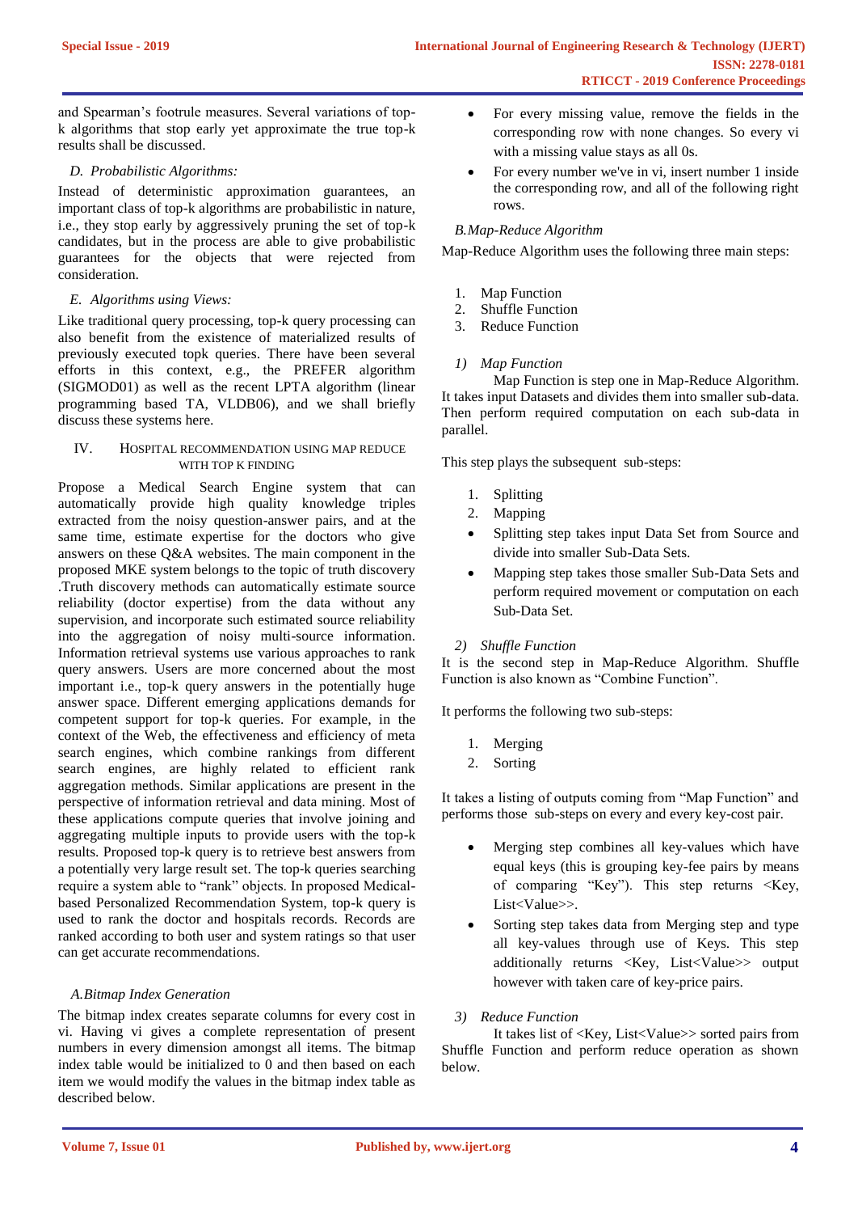and Spearman's footrule measures. Several variations of top-k algorithms that stop early yet approximate the true top-k results shall be discussed.

### D. Probabilistic Algorithms:

Instead of deterministic approximation guarantees, an important class of top-k algorithms are probabilistic in nature, i.e., they stop early by aggressively pruning the set of top-k candidates, but in the process are able to give probabilistic guarantees for the objects that were rejected from consideration.

### E. Algorithms using Views:

Like traditional query processing, top-k query processing can also benefit from the existence of materialized results of previously executed topk queries. There have been several efforts in this context, e.g., the PREFER algorithm (SIGMOD01) as well as the recent LPTA algorithm (linear programming based TA, VLDB06), and we shall briefly discuss these systems here.

## IV. Hospital Recommendation Using Map Reduce with Top K Finding

Propose a Medical Search Engine system that can automatically provide high quality knowledge triples extracted from the noisy question-answer pairs, and at the same time, estimate expertise for the doctors who give answers on these Q&A websites. The main component in the proposed MKE system belongs to the topic of truth discovery .Truth discovery methods can automatically estimate source reliability (doctor expertise) from the data without any supervision, and incorporate such estimated source reliability into the aggregation of noisy multi-source information. Information retrieval systems use various approaches to rank query answers. Users are more concerned about the most important i.e., top-k query answers in the potentially huge answer space. Different emerging applications demands for competent support for top-k queries. For example, in the context of the Web, the effectiveness and efficiency of meta search engines, which combine rankings from different search engines, are highly related to efficient rank aggregation methods. Similar applications are present in the perspective of information retrieval and data mining. Most of these applications compute queries that involve joining and aggregating multiple inputs to provide users with the top-k results. Proposed top-k query is to retrieve best answers from a potentially very large result set. The top-k queries searching require a system able to "rank" objects. In proposed Medical-based Personalized Recommendation System, top-k query is used to rank the doctor and hospitals records. Records are ranked according to both user and system ratings so that user can get accurate recommendations.

### A.Bitmap Index Generation

The bitmap index creates separate columns for every cost in vi. Having vi gives a complete representation of present numbers in every dimension amongst all items. The bitmap index table would be initialized to 0 and then based on each item we would modify the values in the bitmap index table as described below.

- For every missing value, remove the fields in the corresponding row with none changes. So every vi with a missing value stays as all 0s.
- For every number we've in vi, insert number 1 inside the corresponding row, and all of the following right rows.

### B.Map-Reduce Algorithm

Map-Reduce Algorithm uses the following three main steps:

1. Map Function
2. Shuffle Function
3. Reduce Function

#### 1) Map Function

Map Function is step one in Map-Reduce Algorithm. It takes input Datasets and divides them into smaller sub-data. Then perform required computation on each sub-data in parallel.

This step plays the subsequent sub-steps:

1. Splitting
2. Mapping

- Splitting step takes input Data Set from Source and divide into smaller Sub-Data Sets.
- Mapping step takes those smaller Sub-Data Sets and perform required movement or computation on each Sub-Data Set.

#### 2) Shuffle Function

It is the second step in Map-Reduce Algorithm. Shuffle Function is also known as "Combine Function".

It performs the following two sub-steps:

1. Merging
2. Sorting

It takes a listing of outputs coming from "Map Function" and performs those sub-steps on every and every key-cost pair.

- Merging step combines all key-values which have equal keys (this is grouping key-fee pairs by means of comparing "Key"). This step returns <Key, List<Value>>.
- Sorting step takes data from Merging step and type all key-values through use of Keys. This step additionally returns <Key, List<Value>> output however with taken care of key-price pairs.

#### 3) Reduce Function

It takes list of <Key, List<Value>> sorted pairs from Shuffle Function and perform reduce operation as shown below.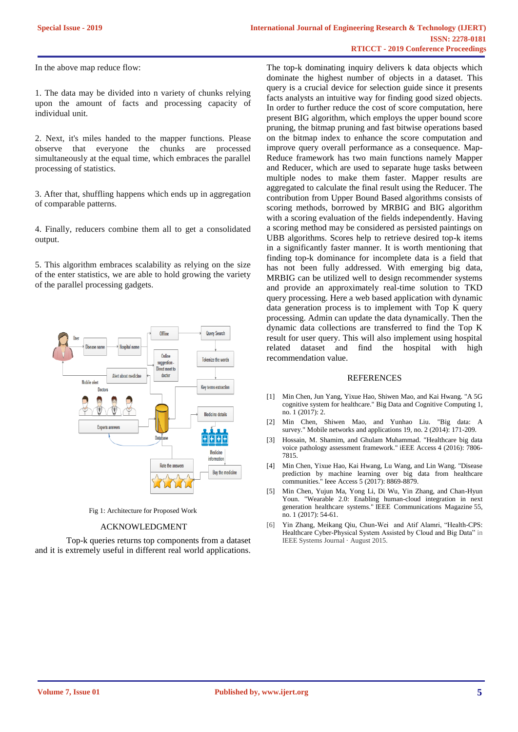In the above map reduce flow:

1. The data may be divided into n variety of chunks relying upon the amount of facts and processing capacity of individual unit.

2. Next, it's miles handed to the mapper functions. Please observe that everyone the chunks are processed simultaneously at the equal time, which embraces the parallel processing of statistics.

3. After that, shuffling happens which ends up in aggregation of comparable patterns.

4. Finally, reducers combine them all to get a consolidated output.

5. This algorithm embraces scalability as relying on the size of the enter statistics, we are able to hold growing the variety of the parallel processing gadgets.

User
Disease name
Hospital name
Offline
Query Search
Online suggestion - Direct meet to doctor
Tokenize the words
Alert about medicine
Mobile alert
Doctors
Key terms extraction
Medicine details
Experts answers
Database
Medicine information
Rate the answers
Buy the medicine

Fig 1: Architecture for Proposed Work

## ACKNOWLEDGMENT

Top-k queries returns top components from a dataset and it is extremely useful in different real world applications. The top-k dominating inquiry delivers k data objects which dominate the highest number of objects in a dataset. This query is a crucial device for selection guide since it presents facts analysts an intuitive way for finding good sized objects. In order to further reduce the cost of score computation, here present BIG algorithm, which employs the upper bound score pruning, the bitmap pruning and fast bitwise operations based on the bitmap index to enhance the score computation and improve query overall performance as a consequence. Map-Reduce framework has two main functions namely Mapper and Reducer, which are used to separate huge tasks between multiple nodes to make them faster. Mapper results are aggregated to calculate the final result using the Reducer. The contribution from Upper Bound Based algorithms consists of scoring methods, borrowed by MRBIG and BIG algorithm with a scoring evaluation of the fields independently. Having a scoring method may be considered as persisted paintings on UBB algorithms. Scores help to retrieve desired top-k items in a significantly faster manner. It is worth mentioning that finding top-k dominance for incomplete data is a field that has not been fully addressed. With emerging big data, MRBIG can be utilized well to design recommender systems and provide an approximately real-time solution to TKD query processing. Here a web based application with dynamic data generation process is to implement with Top K query processing. Admin can update the data dynamically. Then the dynamic data collections are transferred to find the Top K result for user query. This will also implement using hospital related dataset and find the hospital with high recommendation value.

## REFERENCES

[1] Min Chen, Jun Yang, Yixue Hao, Shiwen Mao, and Kai Hwang. "A 5G cognitive system for healthcare." Big Data and Cognitive Computing 1, no. 1 (2017): 2.

[2] Min Chen, Shiwen Mao, and Yunhao Liu. "Big data: A survey." Mobile networks and applications 19, no. 2 (2014): 171-209.

[3] Hossain, M. Shamim, and Ghulam Muhammad. "Healthcare big data voice pathology assessment framework." iEEE Access 4 (2016): 7806-7815.

[4] Min Chen, Yixue Hao, Kai Hwang, Lu Wang, and Lin Wang. "Disease prediction by machine learning over big data from healthcare communities." Ieee Access 5 (2017): 8869-8879.

[5] Min Chen, Yujun Ma, Yong Li, Di Wu, Yin Zhang, and Chan-Hyun Youn. "Wearable 2.0: Enabling human-cloud integration in next generation healthcare systems." IEEE Communications Magazine 55, no. 1 (2017): 54-61.

[6] Yin Zhang, Meikang Qiu, Chun-Wei and Atif Alamri, "Health-CPS: Healthcare Cyber-Physical System Assisted by Cloud and Big Data" in IEEE Systems Journal · August 2015.